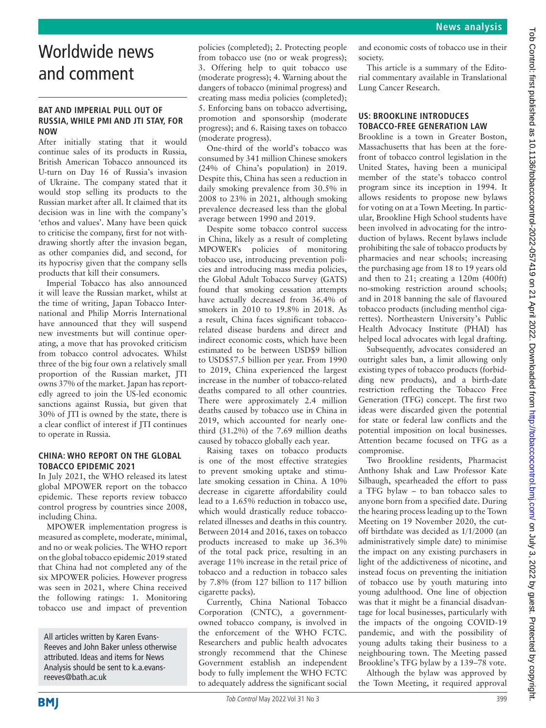# Worldwide news and comment

## BAT AND IMPERIAL PULL OUT OF RUSSIA, WHILE PMI AND JTI STAY, FOR NOW

After initially stating that it would continue sales of its products in Russia, British American Tobacco announced its U-turn on Day 16 of Russia's invasion of Ukraine. The company stated that it would stop selling its products to the Russian market after all. It claimed that its decision was in line with the company's 'ethos and values'. Many have been quick to criticise the company, first for not withdrawing shortly after the invasion began, as other companies did, and second, for its hypocrisy given that the company sells products that kill their consumers.

Imperial Tobacco has also announced it will leave the Russian market, whilst at the time of writing, Japan Tobacco International and Philip Morris International have announced that they will suspend new investments but will continue operating, a move that has provoked criticism from tobacco control advocates. Whilst three of the big four own a relatively small proportion of the Russian market, JTI owns 37% of the market. Japan has reportedly agreed to join the US-led economic sanctions against Russia, but given that 30% of JTI is owned by the state, there is a clear conflict of interest if JTI continues to operate in Russia.

## CHINA: WHO REPORT ON THE GLOBAL TOBACCO EPIDEMIC 2021

In July 2021, the WHO released its latest global MPOWER report on the tobacco epidemic. These reports review tobacco control progress by countries since 2008, including China.

MPOWER implementation progress is measured as complete, moderate, minimal, and no or weak policies. The WHO report on the global tobacco epidemic 2019 stated that China had not completed any of the six MPOWER policies. However progress was seen in 2021, where China received the following ratings: 1. Monitoring tobacco use and impact of prevention policies (completed); 2. Protecting people from tobacco use (no or weak progress); 3. Offering help to quit tobacco use (moderate progress); 4. Warning about the dangers of tobacco (minimal progress) and creating mass media policies (completed); 5. Enforcing bans on tobacco advertising, promotion and sponsorship (moderate progress); and 6. Raising taxes on tobacco (moderate progress).

One-third of the world's tobacco was consumed by 341 million Chinese smokers (24% of China's population) in 2019. Despite this, China has seen a reduction in daily smoking prevalence from 30.5% in 2008 to 23% in 2021, although smoking prevalence decreased less than the global average between 1990 and 2019.

Despite some tobacco control success in China, likely as a result of completing MPOWER's policies of monitoring tobacco use, introducing prevention policies and introducing mass media policies, the Global Adult Tobacco Survey (GATS) found that smoking cessation attempts have actually decreased from 36.4% of smokers in 2010 to 19.8% in 2018. As a result, China faces significant tobacco-related disease burdens and direct and indirect economic costs, which have been estimated to be between USD$9 billion to USD$57.5 billion per year. From 1990 to 2019, China experienced the largest increase in the number of tobacco-related deaths compared to all other countries. There were approximately 2.4 million deaths caused by tobacco use in China in 2019, which accounted for nearly one-third (31.2%) of the 7.69 million deaths caused by tobacco globally each year.

Raising taxes on tobacco products is one of the most effective strategies to prevent smoking uptake and stimulate smoking cessation in China. A 10% decrease in cigarette affordability could lead to a 1.65% reduction in tobacco use, which would drastically reduce tobacco-related illnesses and deaths in this country. Between 2014 and 2016, taxes on tobacco products increased to make up 36.3% of the total pack price, resulting in an average 11% increase in the retail price of tobacco and a reduction in tobacco sales by 7.8% (from 127 billion to 117 billion cigarette packs).

Currently, China National Tobacco Corporation (CNTC), a government-owned tobacco company, is involved in the enforcement of the WHO FCTC. Researchers and public health advocates strongly recommend that the Chinese Government establish an independent body to fully implement the WHO FCTC to adequately address the significant social and economic costs of tobacco use in their society.

This article is a summary of the Editorial commentary available in Translational Lung Cancer Research.

## US: BROOKLINE INTRODUCES TOBACCO-FREE GENERATION LAW

Brookline is a town in Greater Boston, Massachusetts that has been at the forefront of tobacco control legislation in the United States, having been a municipal member of the state's tobacco control program since its inception in 1994. It allows residents to propose new bylaws for voting on at a Town Meeting. In particular, Brookline High School students have been involved in advocating for the introduction of bylaws. Recent bylaws include prohibiting the sale of tobacco products by pharmacies and near schools; increasing the purchasing age from 18 to 19 years old and then to 21; creating a 120m (400ft) no-smoking restriction around schools; and in 2018 banning the sale of flavoured tobacco products (including menthol cigarettes). Northeastern University's Public Health Advocacy Institute (PHAI) has helped local advocates with legal drafting.

Subsequently, advocates considered an outright sales ban, a limit allowing only existing types of tobacco products (forbidding new products), and a birth-date restriction reflecting the Tobacco Free Generation (TFG) concept. The first two ideas were discarded given the potential for state or federal law conflicts and the potential imposition on local businesses. Attention became focused on TFG as a compromise.

Two Brookline residents, Pharmacist Anthony Ishak and Law Professor Kate Silbaugh, spearheaded the effort to pass a TFG bylaw – to ban tobacco sales to anyone born from a specified date. During the hearing process leading up to the Town Meeting on 19 November 2020, the cut-off birthdate was decided as 1/1/2000 (an administratively simple date) to minimise the impact on any existing purchasers in light of the addictiveness of nicotine, and instead focus on preventing the initiation of tobacco use by youth maturing into young adulthood. One line of objection was that it might be a financial disadvantage for local businesses, particularly with the impacts of the ongoing COVID-19 pandemic, and with the possibility of young adults taking their business to a neighbouring town. The Meeting passed Brookline's TFG bylaw by a 139–78 vote.

Although the bylaw was approved by the Town Meeting, it required approval

All articles written by Karen Evans-Reeves and John Baker unless otherwise attributed. Ideas and items for News Analysis should be sent to k.a.evans-reeves@bath.ac.uk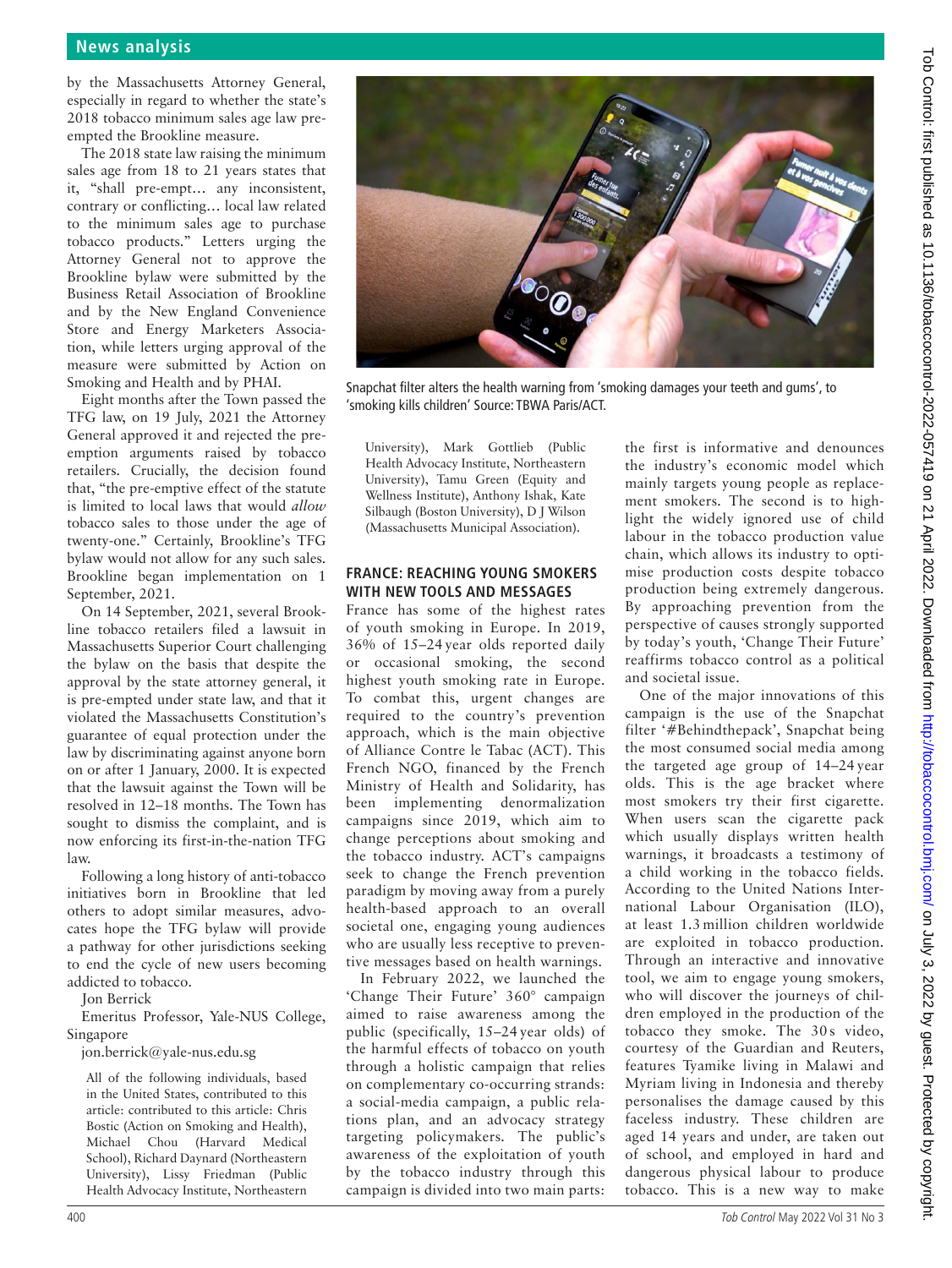by the Massachusetts Attorney General, especially in regard to whether the state's 2018 tobacco minimum sales age law pre-empted the Brookline measure.

The 2018 state law raising the minimum sales age from 18 to 21 years states that it, "shall pre-empt… any inconsistent, contrary or conflicting… local law related to the minimum sales age to purchase tobacco products." Letters urging the Attorney General not to approve the Brookline bylaw were submitted by the Business Retail Association of Brookline and by the New England Convenience Store and Energy Marketers Association, while letters urging approval of the measure were submitted by Action on Smoking and Health and by PHAI.

Eight months after the Town passed the TFG law, on 19 July, 2021 the Attorney General approved it and rejected the pre-emption arguments raised by tobacco retailers. Crucially, the decision found that, "the pre-emptive effect of the statute is limited to local laws that would *allow* tobacco sales to those under the age of twenty-one." Certainly, Brookline's TFG bylaw would not allow for any such sales. Brookline began implementation on 1 September, 2021.

On 14 September, 2021, several Brookline tobacco retailers filed a lawsuit in Massachusetts Superior Court challenging the bylaw on the basis that despite the approval by the state attorney general, it is pre-empted under state law, and that it violated the Massachusetts Constitution's guarantee of equal protection under the law by discriminating against anyone born on or after 1 January, 2000. It is expected that the lawsuit against the Town will be resolved in 12–18 months. The Town has sought to dismiss the complaint, and is now enforcing its first-in-the-nation TFG law.

Following a long history of anti-tobacco initiatives born in Brookline that led others to adopt similar measures, advocates hope the TFG bylaw will provide a pathway for other jurisdictions seeking to end the cycle of new users becoming addicted to tobacco.

Jon Berrick

Emeritus Professor, Yale-NUS College, Singapore

jon.berrick@yale-nus.edu.sg

All of the following individuals, based in the United States, contributed to this article: contributed to this article: Chris Bostic (Action on Smoking and Health), Michael Chou (Harvard Medical School), Richard Daynard (Northeastern University), Lissy Friedman (Public Health Advocacy Institute, Northeastern University), Mark Gottlieb (Public Health Advocacy Institute, Northeastern University), Tamu Green (Equity and Wellness Institute), Anthony Ishak, Kate Silbaugh (Boston University), D J Wilson (Massachusetts Municipal Association).

Snapchat filter alters the health warning from 'smoking damages your teeth and gums', to 'smoking kills children' Source: TBWA Paris/ACT.

## FRANCE: REACHING YOUNG SMOKERS WITH NEW TOOLS AND MESSAGES

France has some of the highest rates of youth smoking in Europe. In 2019, 36% of 15–24 year olds reported daily or occasional smoking, the second highest youth smoking rate in Europe. To combat this, urgent changes are required to the country's prevention approach, which is the main objective of Alliance Contre le Tabac (ACT). This French NGO, financed by the French Ministry of Health and Solidarity, has been implementing denormalization campaigns since 2019, which aim to change perceptions about smoking and the tobacco industry. ACT's campaigns seek to change the French prevention paradigm by moving away from a purely health-based approach to an overall societal one, engaging young audiences who are usually less receptive to preventive messages based on health warnings.

In February 2022, we launched the 'Change Their Future' 360° campaign aimed to raise awareness among the public (specifically, 15–24 year olds) of the harmful effects of tobacco on youth through a holistic campaign that relies on complementary co-occurring strands: a social-media campaign, a public relations plan, and an advocacy strategy targeting policymakers. The public's awareness of the exploitation of youth by the tobacco industry through this campaign is divided into two main parts: the first is informative and denounces the industry's economic model which mainly targets young people as replacement smokers. The second is to highlight the widely ignored use of child labour in the tobacco production value chain, which allows its industry to optimise production costs despite tobacco production being extremely dangerous. By approaching prevention from the perspective of causes strongly supported by today's youth, 'Change Their Future' reaffirms tobacco control as a political and societal issue.

One of the major innovations of this campaign is the use of the Snapchat filter '#Behindthepack', Snapchat being the most consumed social media among the targeted age group of 14–24 year olds. This is the age bracket where most smokers try their first cigarette. When users scan the cigarette pack which usually displays written health warnings, it broadcasts a testimony of a child working in the tobacco fields. According to the United Nations International Labour Organisation (ILO), at least 1.3 million children worldwide are exploited in tobacco production. Through an interactive and innovative tool, we aim to engage young smokers, who will discover the journeys of children employed in the production of the tobacco they smoke. The 30 s video, courtesy of the Guardian and Reuters, features Tyamike living in Malawi and Myriam living in Indonesia and thereby personalises the damage caused by this faceless industry. These children are aged 14 years and under, are taken out of school, and employed in hard and dangerous physical labour to produce tobacco. This is a new way to make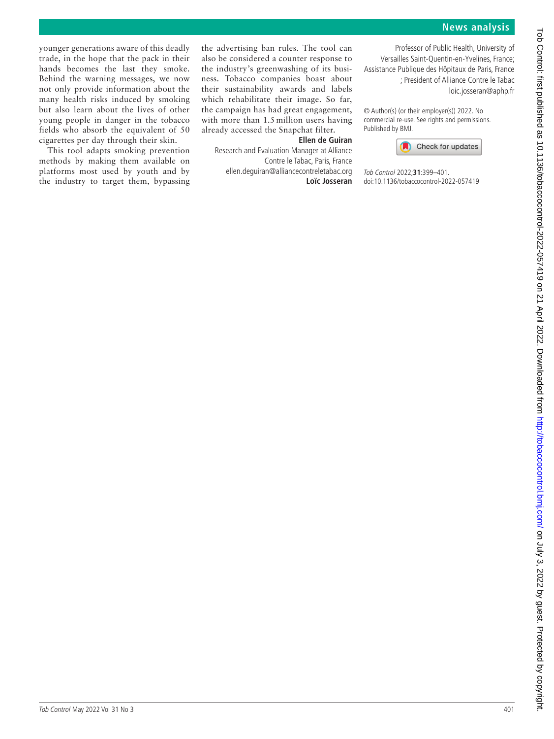younger generations aware of this deadly trade, in the hope that the pack in their hands becomes the last they smoke. Behind the warning messages, we now not only provide information about the many health risks induced by smoking but also learn about the lives of other young people in danger in the tobacco fields who absorb the equivalent of 50 cigarettes per day through their skin.

This tool adapts smoking prevention methods by making them available on platforms most used by youth and by the industry to target them, bypassing the advertising ban rules. The tool can also be considered a counter response to the industry's greenwashing of its business. Tobacco companies boast about their sustainability awards and labels which rehabilitate their image. So far, the campaign has had great engagement, with more than 1.5 million users having already accessed the Snapchat filter.

**Ellen de Guiran**
Research and Evaluation Manager at Alliance Contre le Tabac, Paris, France
ellen.deguiran@alliancecontreletabac.org

**Loïc Josseran**
Professor of Public Health, University of Versailles Saint-Quentin-en-Yvelines, France; Assistance Publique des Hôpitaux de Paris, France ; President of Alliance Contre le Tabac
loic.josseran@aphp.fr

© Author(s) (or their employer(s)) 2022. No commercial re-use. See rights and permissions. Published by BMJ.

*Tob Control* 2022;**31**:399–401.
doi:10.1136/tobaccocontrol-2022-057419